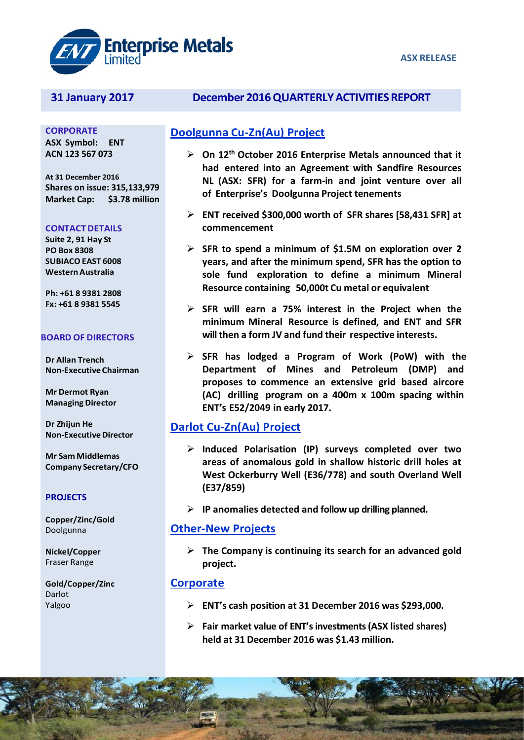Enterprise Metals Limited

ASX RELEASE

**31 January 2017** **December 2016 QUARTERLY ACTIVITIES REPORT**

**CORPORATE**

**ASX Symbol: ENT**
**ACN 123 567 073**

**At 31 December 2016**
**Shares on issue: 315,133,979**
**Market Cap: $3.78 million**

**CONTACT DETAILS**

**Suite 2, 91 Hay St**
**PO Box 8308**
**SUBIACO EAST 6008**
**Western Australia**

**Ph: +61 8 9381 2808**
**Fx: +61 8 9381 5545**

**BOARD OF DIRECTORS**

**Dr Allan Trench**
**Non-Executive Chairman**

**Mr Dermot Ryan**
**Managing Director**

**Dr Zhijun He**
**Non-Executive Director**

**Mr Sam Middlemas**
**Company Secretary/CFO**

**PROJECTS**

**Copper/Zinc/Gold**
Doolgunna

**Nickel/Copper**
Fraser Range

**Gold/Copper/Zinc**
Darlot
Yalgoo

## Doolgunna Cu-Zn(Au) Project

- **On 12th October 2016 Enterprise Metals announced that it had entered into an Agreement with Sandfire Resources NL (ASX: SFR) for a farm-in and joint venture over all of Enterprise's Doolgunna Project tenements**
- **ENT received $300,000 worth of SFR shares [58,431 SFR] at commencement**
- **SFR to spend a minimum of $1.5M on exploration over 2 years, and after the minimum spend, SFR has the option to sole fund exploration to define a minimum Mineral Resource containing 50,000t Cu metal or equivalent**
- **SFR will earn a 75% interest in the Project when the minimum Mineral Resource is defined, and ENT and SFR will then a form JV and fund their respective interests.**
- **SFR has lodged a Program of Work (PoW) with the Department of Mines and Petroleum (DMP) and proposes to commence an extensive grid based aircore (AC) drilling program on a 400m x 100m spacing within ENT's E52/2049 in early 2017.**

## Darlot Cu-Zn(Au) Project

- **Induced Polarisation (IP) surveys completed over two areas of anomalous gold in shallow historic drill holes at West Ockerburry Well (E36/778) and south Overland Well (E37/859)**
- **IP anomalies detected and follow up drilling planned.**

## Other-New Projects

- **The Company is continuing its search for an advanced gold project.**

## Corporate

- **ENT's cash position at 31 December 2016 was $293,000.**
- **Fair market value of ENT's investments (ASX listed shares) held at 31 December 2016 was $1.43 million.**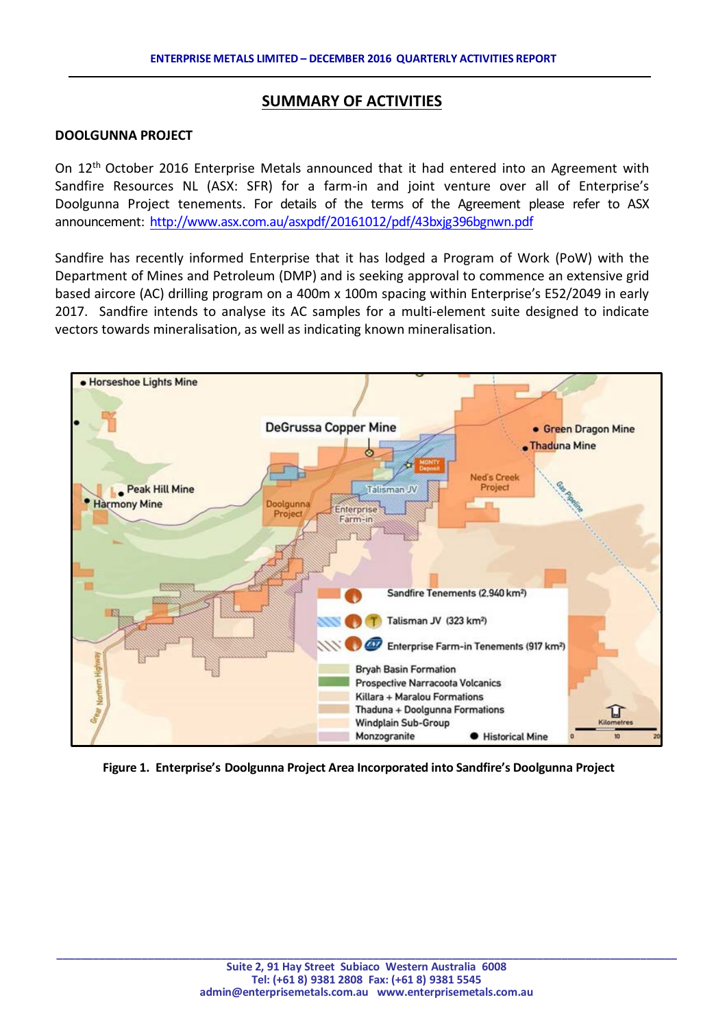## SUMMARY OF ACTIVITIES

### DOOLGUNNA PROJECT

On 12th October 2016 Enterprise Metals announced that it had entered into an Agreement with Sandfire Resources NL (ASX: SFR) for a farm-in and joint venture over all of Enterprise's Doolgunna Project tenements. For details of the terms of the Agreement please refer to ASX announcement: http://www.asx.com.au/asxpdf/20161012/pdf/43bxjg396bgnwn.pdf

Sandfire has recently informed Enterprise that it has lodged a Program of Work (PoW) with the Department of Mines and Petroleum (DMP) and is seeking approval to commence an extensive grid based aircore (AC) drilling program on a 400m x 100m spacing within Enterprise's E52/2049 in early 2017. Sandfire intends to analyse its AC samples for a multi-element suite designed to indicate vectors towards mineralisation, as well as indicating known mineralisation.

**Figure 1. Enterprise's Doolgunna Project Area Incorporated into Sandfire's Doolgunna Project**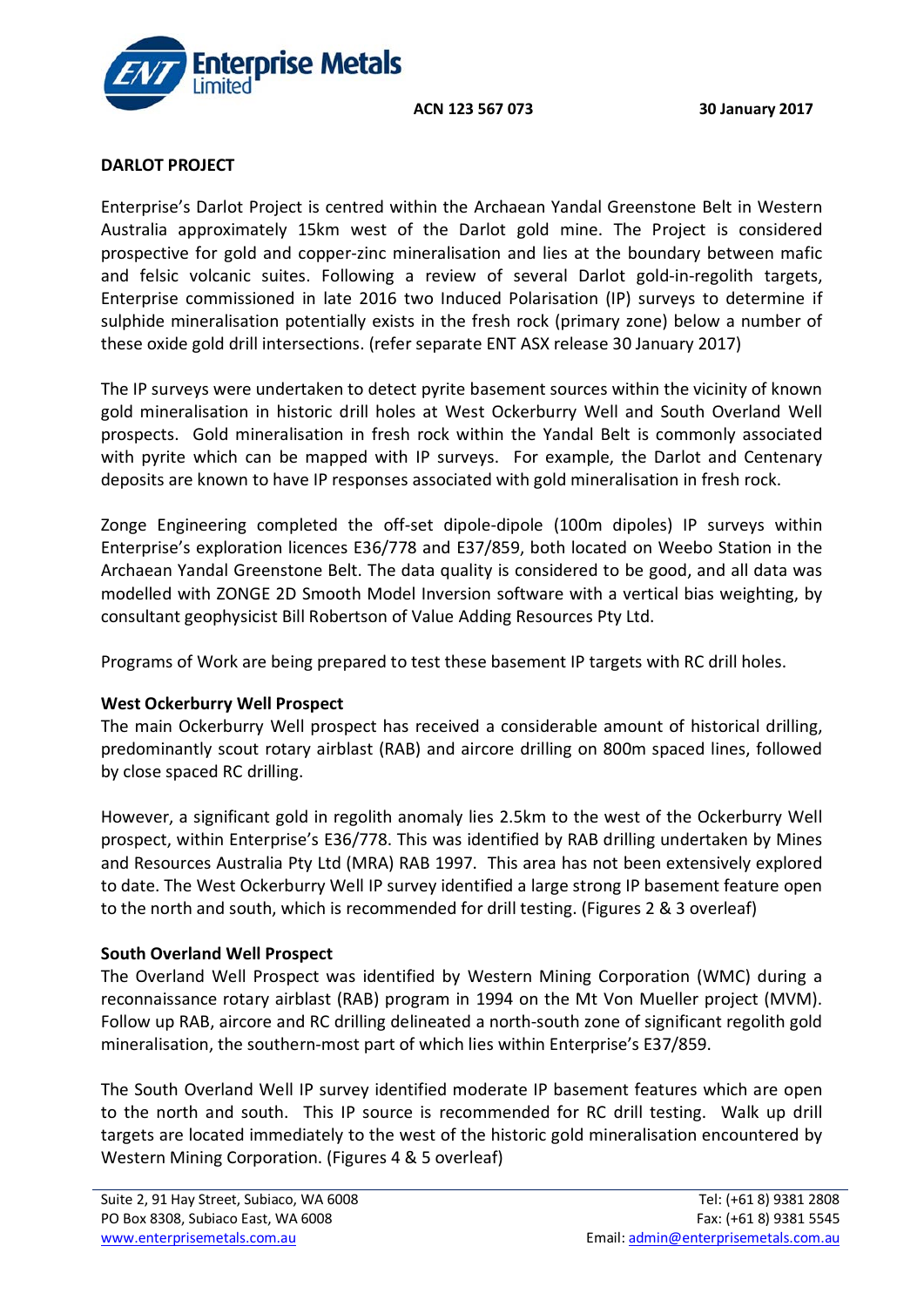**ACN 123 567 073**

**30 January 2017**

**DARLOT PROJECT**

Enterprise's Darlot Project is centred within the Archaean Yandal Greenstone Belt in Western Australia approximately 15km west of the Darlot gold mine. The Project is considered prospective for gold and copper-zinc mineralisation and lies at the boundary between mafic and felsic volcanic suites. Following a review of several Darlot gold-in-regolith targets, Enterprise commissioned in late 2016 two Induced Polarisation (IP) surveys to determine if sulphide mineralisation potentially exists in the fresh rock (primary zone) below a number of these oxide gold drill intersections. (refer separate ENT ASX release 30 January 2017)

The IP surveys were undertaken to detect pyrite basement sources within the vicinity of known gold mineralisation in historic drill holes at West Ockerburry Well and South Overland Well prospects. Gold mineralisation in fresh rock within the Yandal Belt is commonly associated with pyrite which can be mapped with IP surveys. For example, the Darlot and Centenary deposits are known to have IP responses associated with gold mineralisation in fresh rock.

Zonge Engineering completed the off-set dipole-dipole (100m dipoles) IP surveys within Enterprise's exploration licences E36/778 and E37/859, both located on Weebo Station in the Archaean Yandal Greenstone Belt. The data quality is considered to be good, and all data was modelled with ZONGE 2D Smooth Model Inversion software with a vertical bias weighting, by consultant geophysicist Bill Robertson of Value Adding Resources Pty Ltd.

Programs of Work are being prepared to test these basement IP targets with RC drill holes.

**West Ockerburry Well Prospect**

The main Ockerburry Well prospect has received a considerable amount of historical drilling, predominantly scout rotary airblast (RAB) and aircore drilling on 800m spaced lines, followed by close spaced RC drilling.

However, a significant gold in regolith anomaly lies 2.5km to the west of the Ockerburry Well prospect, within Enterprise's E36/778. This was identified by RAB drilling undertaken by Mines and Resources Australia Pty Ltd (MRA) RAB 1997. This area has not been extensively explored to date. The West Ockerburry Well IP survey identified a large strong IP basement feature open to the north and south, which is recommended for drill testing. (Figures 2 & 3 overleaf)

**South Overland Well Prospect**

The Overland Well Prospect was identified by Western Mining Corporation (WMC) during a reconnaissance rotary airblast (RAB) program in 1994 on the Mt Von Mueller project (MVM). Follow up RAB, aircore and RC drilling delineated a north-south zone of significant regolith gold mineralisation, the southern-most part of which lies within Enterprise's E37/859.

The South Overland Well IP survey identified moderate IP basement features which are open to the north and south. This IP source is recommended for RC drill testing. Walk up drill targets are located immediately to the west of the historic gold mineralisation encountered by Western Mining Corporation. (Figures 4 & 5 overleaf)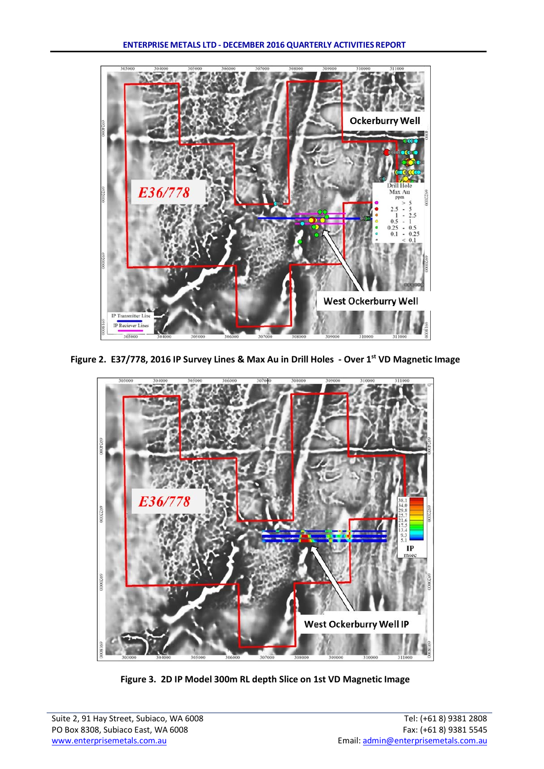Figure 2. E37/778, 2016 IP Survey Lines & Max Au in Drill Holes - Over 1st VD Magnetic Image

Figure 3. 2D IP Model 300m RL depth Slice on 1st VD Magnetic Image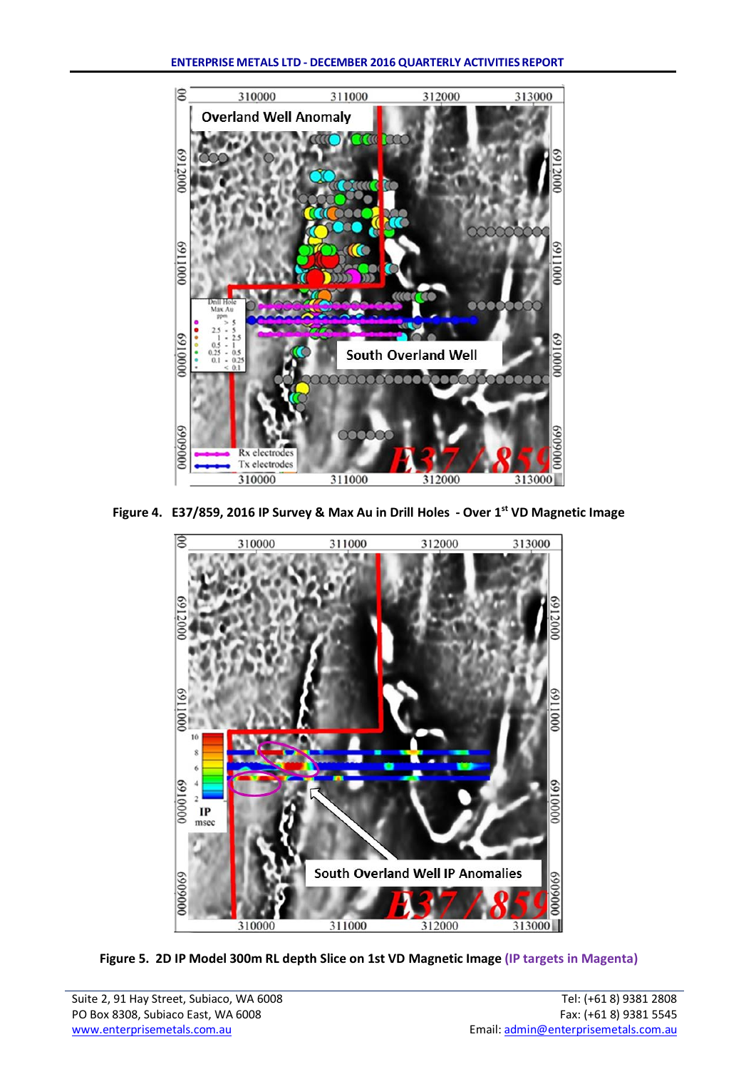Figure 4. E37/859, 2016 IP Survey & Max Au in Drill Holes - Over 1st VD Magnetic Image

Figure 5. 2D IP Model 300m RL depth Slice on 1st VD Magnetic Image (IP targets in Magenta)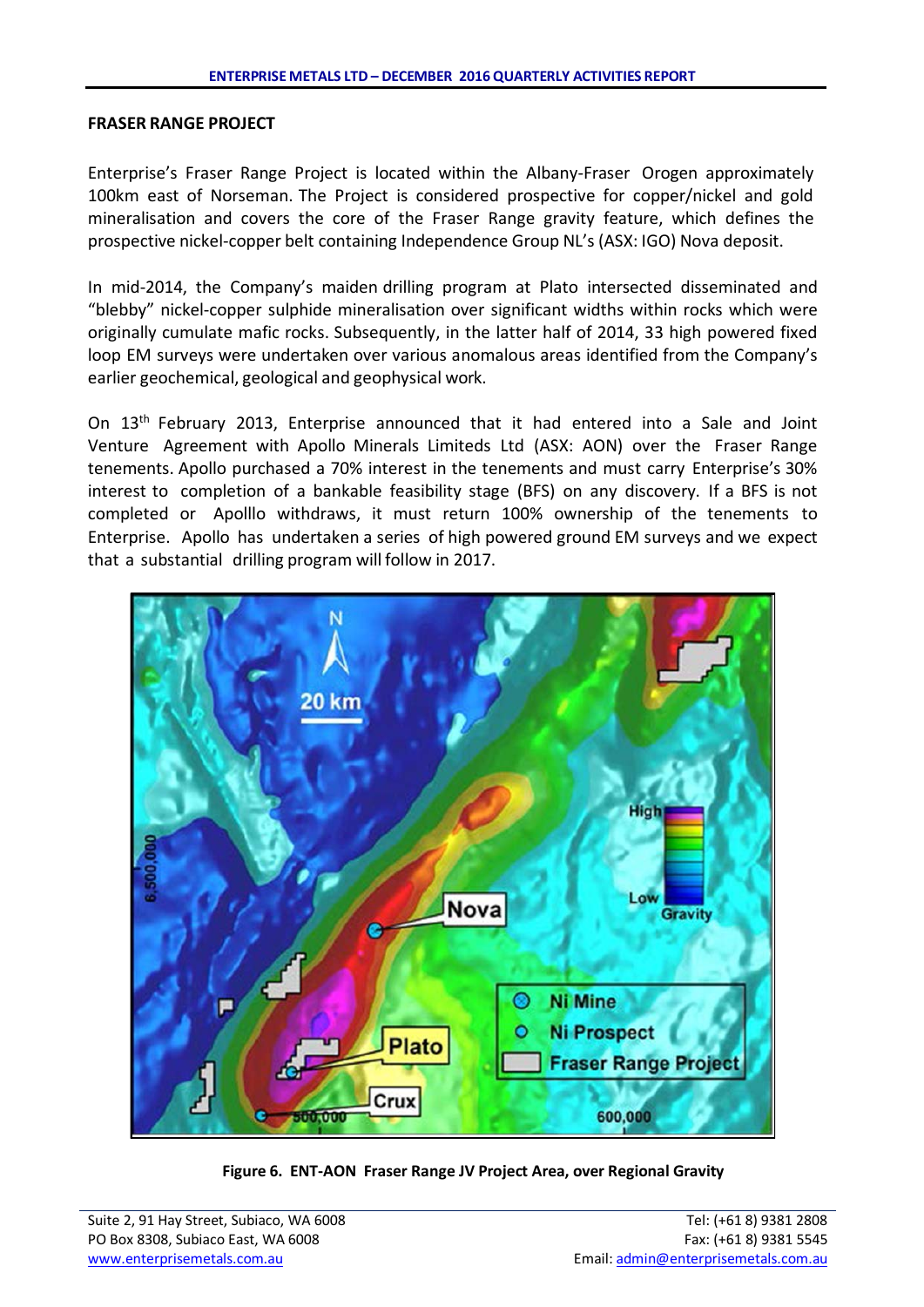## FRASER RANGE PROJECT

Enterprise's Fraser Range Project is located within the Albany-Fraser Orogen approximately 100km east of Norseman. The Project is considered prospective for copper/nickel and gold mineralisation and covers the core of the Fraser Range gravity feature, which defines the prospective nickel-copper belt containing Independence Group NL's (ASX: IGO) Nova deposit.

In mid-2014, the Company's maiden drilling program at Plato intersected disseminated and "blebby" nickel-copper sulphide mineralisation over significant widths within rocks which were originally cumulate mafic rocks. Subsequently, in the latter half of 2014, 33 high powered fixed loop EM surveys were undertaken over various anomalous areas identified from the Company's earlier geochemical, geological and geophysical work.

On 13th February 2013, Enterprise announced that it had entered into a Sale and Joint Venture Agreement with Apollo Minerals Limiteds Ltd (ASX: AON) over the Fraser Range tenements. Apollo purchased a 70% interest in the tenements and must carry Enterprise's 30% interest to completion of a bankable feasibility stage (BFS) on any discovery. If a BFS is not completed or Apolllo withdraws, it must return 100% ownership of the tenements to Enterprise. Apollo has undertaken a series of high powered ground EM surveys and we expect that a substantial drilling program will follow in 2017.

**Figure 6. ENT-AON Fraser Range JV Project Area, over Regional Gravity**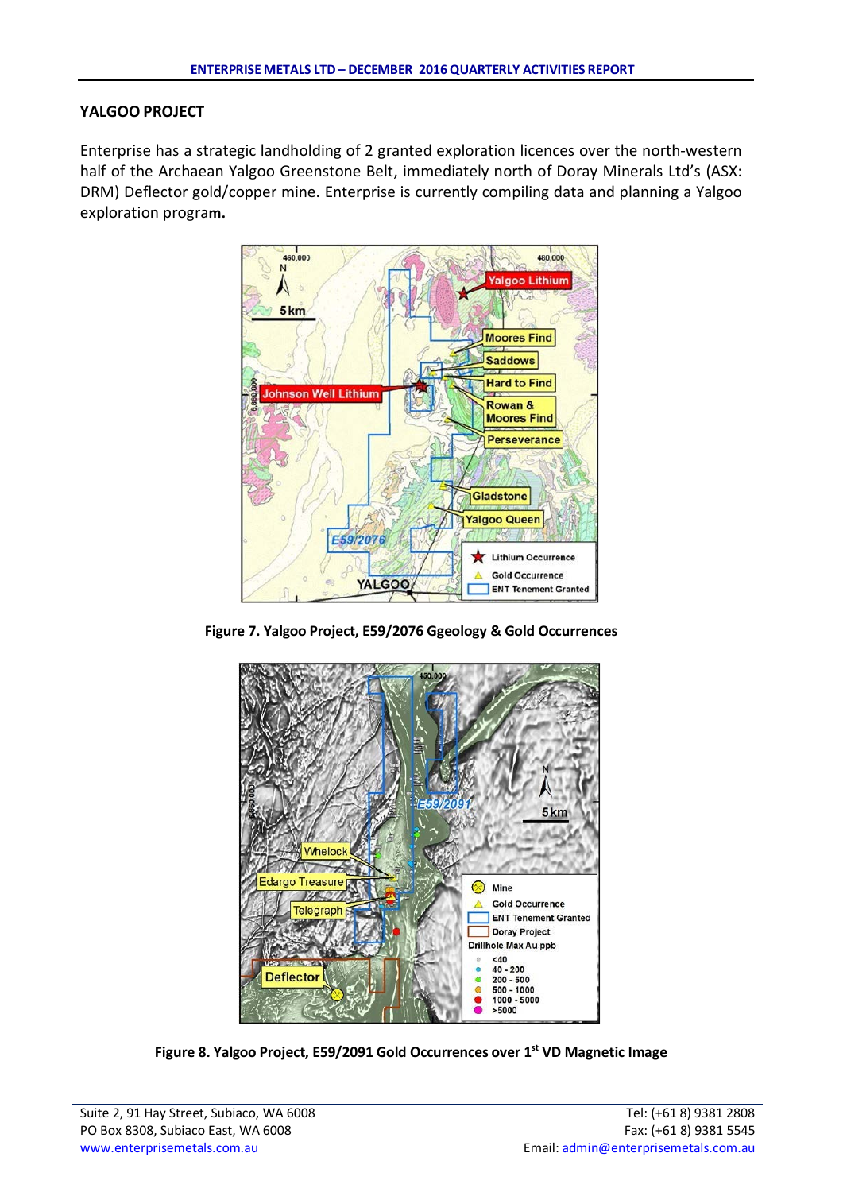## YALGOO PROJECT

Enterprise has a strategic landholding of 2 granted exploration licences over the north-western half of the Archaean Yalgoo Greenstone Belt, immediately north of Doray Minerals Ltd's (ASX: DRM) Deflector gold/copper mine. Enterprise is currently compiling data and planning a Yalgoo exploration progra**m.**

**Figure 7. Yalgoo Project, E59/2076 Ggeology & Gold Occurrences**

**Figure 8. Yalgoo Project, E59/2091 Gold Occurrences over 1[st] VD Magnetic Image**

Suite 2, 91 Hay Street, Subiaco, WA 6008
PO Box 8308, Subiaco East, WA 6008
www.enterprisemetals.com.au

Tel: (+61 8) 9381 2808
Fax: (+61 8) 9381 5545
Email: admin@enterprisemetals.com.au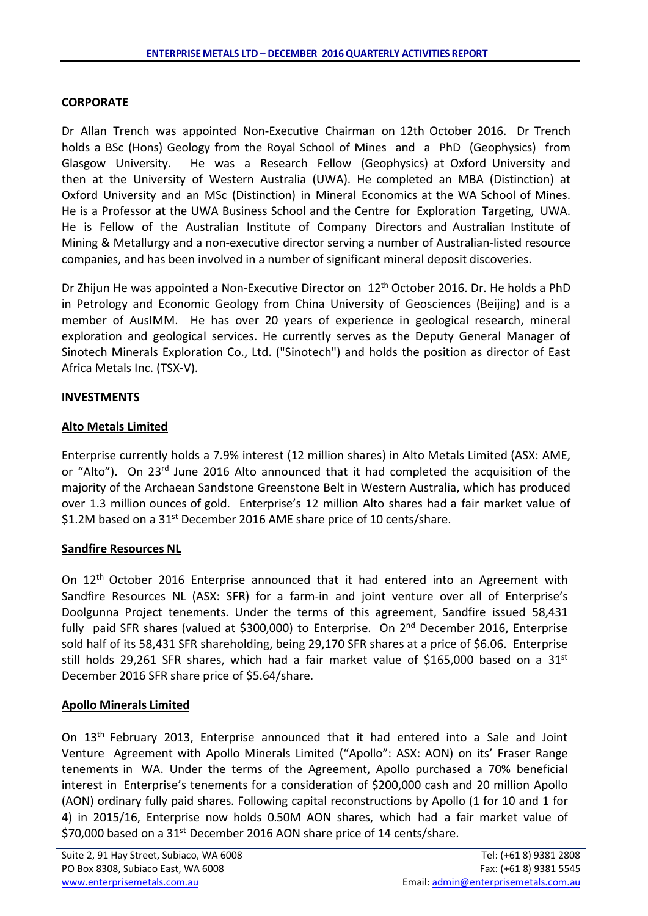## CORPORATE

Dr Allan Trench was appointed Non-Executive Chairman on 12th October 2016. Dr Trench holds a BSc (Hons) Geology from the Royal School of Mines and a PhD (Geophysics) from Glasgow University. He was a Research Fellow (Geophysics) at Oxford University and then at the University of Western Australia (UWA). He completed an MBA (Distinction) at Oxford University and an MSc (Distinction) in Mineral Economics at the WA School of Mines. He is a Professor at the UWA Business School and the Centre for Exploration Targeting, UWA. He is Fellow of the Australian Institute of Company Directors and Australian Institute of Mining & Metallurgy and a non-executive director serving a number of Australian-listed resource companies, and has been involved in a number of significant mineral deposit discoveries.

Dr Zhijun He was appointed a Non-Executive Director on 12th October 2016. Dr. He holds a PhD in Petrology and Economic Geology from China University of Geosciences (Beijing) and is a member of AusIMM. He has over 20 years of experience in geological research, mineral exploration and geological services. He currently serves as the Deputy General Manager of Sinotech Minerals Exploration Co., Ltd. ("Sinotech") and holds the position as director of East Africa Metals Inc. (TSX-V).

## INVESTMENTS

### Alto Metals Limited

Enterprise currently holds a 7.9% interest (12 million shares) in Alto Metals Limited (ASX: AME, or "Alto"). On 23rd June 2016 Alto announced that it had completed the acquisition of the majority of the Archaean Sandstone Greenstone Belt in Western Australia, which has produced over 1.3 million ounces of gold. Enterprise's 12 million Alto shares had a fair market value of $1.2M based on a 31st December 2016 AME share price of 10 cents/share.

### Sandfire Resources NL

On 12th October 2016 Enterprise announced that it had entered into an Agreement with Sandfire Resources NL (ASX: SFR) for a farm-in and joint venture over all of Enterprise's Doolgunna Project tenements. Under the terms of this agreement, Sandfire issued 58,431 fully paid SFR shares (valued at $300,000) to Enterprise. On 2nd December 2016, Enterprise sold half of its 58,431 SFR shareholding, being 29,170 SFR shares at a price of $6.06. Enterprise still holds 29,261 SFR shares, which had a fair market value of $165,000 based on a 31st December 2016 SFR share price of $5.64/share.

### Apollo Minerals Limited

On 13th February 2013, Enterprise announced that it had entered into a Sale and Joint Venture Agreement with Apollo Minerals Limited ("Apollo": ASX: AON) on its' Fraser Range tenements in WA. Under the terms of the Agreement, Apollo purchased a 70% beneficial interest in Enterprise's tenements for a consideration of $200,000 cash and 20 million Apollo (AON) ordinary fully paid shares. Following capital reconstructions by Apollo (1 for 10 and 1 for 4) in 2015/16, Enterprise now holds 0.50M AON shares, which had a fair market value of $70,000 based on a 31st December 2016 AON share price of 14 cents/share.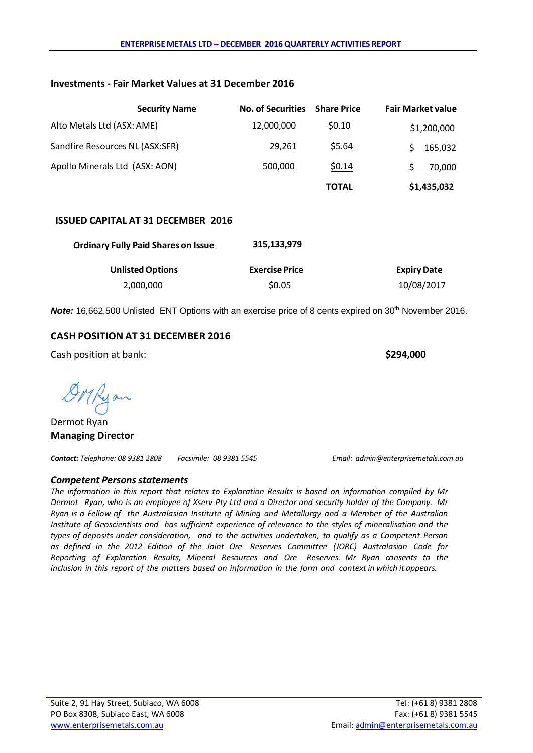## Investments - Fair Market Values at 31 December 2016

| Security Name | No. of Securities | Share Price | Fair Market value |
|---|---|---|---|
| Alto Metals Ltd (ASX: AME) | 12,000,000 | $0.10 | $1,200,000 |
| Sandfire Resources NL (ASX:SFR) | 29,261 | $5.64 | $ 165,032 |
| Apollo Minerals Ltd (ASX: AON) | 500,000 | $0.14 | $ 70,000 |
| | | **TOTAL** | **$1,435,032** |

## ISSUED CAPITAL AT 31 DECEMBER 2016

| **Ordinary Fully Paid Shares on Issue** | **315,133,979** | |
|---|---|---|
| **Unlisted Options** | **Exercise Price** | **Expiry Date** |
| 2,000,000 | $0.05 | 10/08/2017 |

***Note:*** 16,662,500 Unlisted ENT Options with an exercise price of 8 cents expired on 30th November 2016.

## CASH POSITION AT 31 DECEMBER 2016

Cash position at bank: **$294,000**

Dermot Ryan
**Managing Director**

***Contact:*** *Telephone: 08 9381 2808* *Facsimile: 08 9381 5545* *Email: admin@enterprisemetals.com.au*

### *Competent Persons statements*

*The information in this report that relates to Exploration Results is based on information compiled by Mr Dermot Ryan, who is an employee of Xserv Pty Ltd and a Director and security holder of the Company. Mr Ryan is a Fellow of the Australasian Institute of Mining and Metallurgy and a Member of the Australian Institute of Geoscientists and has sufficient experience of relevance to the styles of mineralisation and the types of deposits under consideration, and to the activities undertaken, to qualify as a Competent Person as defined in the 2012 Edition of the Joint Ore Reserves Committee (JORC) Australasian Code for Reporting of Exploration Results, Mineral Resources and Ore Reserves. Mr Ryan consents to the inclusion in this report of the matters based on information in the form and context in which it appears.*

Suite 2, 91 Hay Street, Subiaco, WA 6008
PO Box 8308, Subiaco East, WA 6008
www.enterprisemetals.com.au

Tel: (+61 8) 9381 2808
Fax: (+61 8) 9381 5545
Email: admin@enterprisemetals.com.au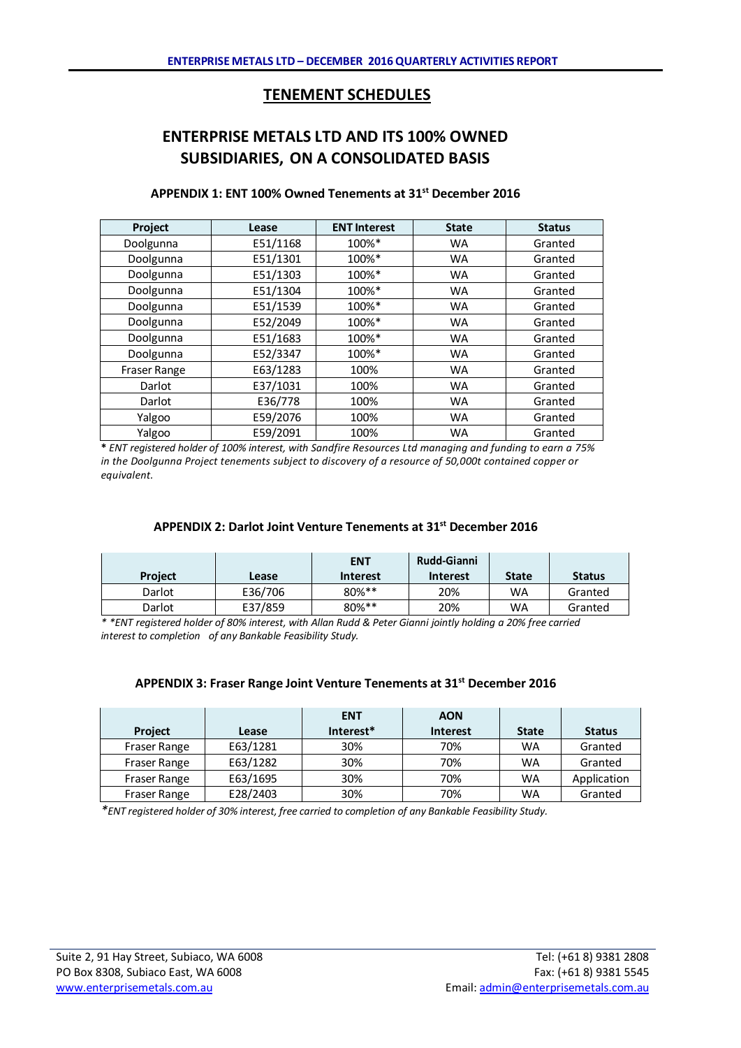## TENEMENT SCHEDULES

## ENTERPRISE METALS LTD AND ITS 100% OWNED SUBSIDIARIES, ON A CONSOLIDATED BASIS

### APPENDIX 1: ENT 100% Owned Tenements at 31st December 2016

| Project | Lease | ENT Interest | State | Status |
|---|---|---|---|---|
| Doolgunna | E51/1168 | 100%* | WA | Granted |
| Doolgunna | E51/1301 | 100%* | WA | Granted |
| Doolgunna | E51/1303 | 100%* | WA | Granted |
| Doolgunna | E51/1304 | 100%* | WA | Granted |
| Doolgunna | E51/1539 | 100%* | WA | Granted |
| Doolgunna | E52/2049 | 100%* | WA | Granted |
| Doolgunna | E51/1683 | 100%* | WA | Granted |
| Doolgunna | E52/3347 | 100%* | WA | Granted |
| Fraser Range | E63/1283 | 100% | WA | Granted |
| Darlot | E37/1031 | 100% | WA | Granted |
| Darlot | E36/778 | 100% | WA | Granted |
| Yalgoo | E59/2076 | 100% | WA | Granted |
| Yalgoo | E59/2091 | 100% | WA | Granted |

**\*** *ENT registered holder of 100% interest, with Sandfire Resources Ltd managing and funding to earn a 75% in the Doolgunna Project tenements subject to discovery of a resource of 50,000t contained copper or equivalent.*

### APPENDIX 2: Darlot Joint Venture Tenements at 31st December 2016

| Project | Lease | ENT Interest | Rudd-Gianni Interest | State | Status |
|---|---|---|---|---|---|
| Darlot | E36/706 | 80%** | 20% | WA | Granted |
| Darlot | E37/859 | 80%** | 20% | WA | Granted |

*\* \*ENT registered holder of 80% interest, with Allan Rudd & Peter Gianni jointly holding a 20% free carried interest to completion of any Bankable Feasibility Study.*

### APPENDIX 3: Fraser Range Joint Venture Tenements at 31st December 2016

| Project | Lease | ENT Interest* | AON Interest | State | Status |
|---|---|---|---|---|---|
| Fraser Range | E63/1281 | 30% | 70% | WA | Granted |
| Fraser Range | E63/1282 | 30% | 70% | WA | Granted |
| Fraser Range | E63/1695 | 30% | 70% | WA | Application |
| Fraser Range | E28/2403 | 30% | 70% | WA | Granted |

*\*ENT registered holder of 30% interest, free carried to completion of any Bankable Feasibility Study.*

Suite 2, 91 Hay Street, Subiaco, WA 6008
PO Box 8308, Subiaco East, WA 6008
www.enterprisemetals.com.au

Tel: (+61 8) 9381 2808
Fax: (+61 8) 9381 5545
Email: admin@enterprisemetals.com.au